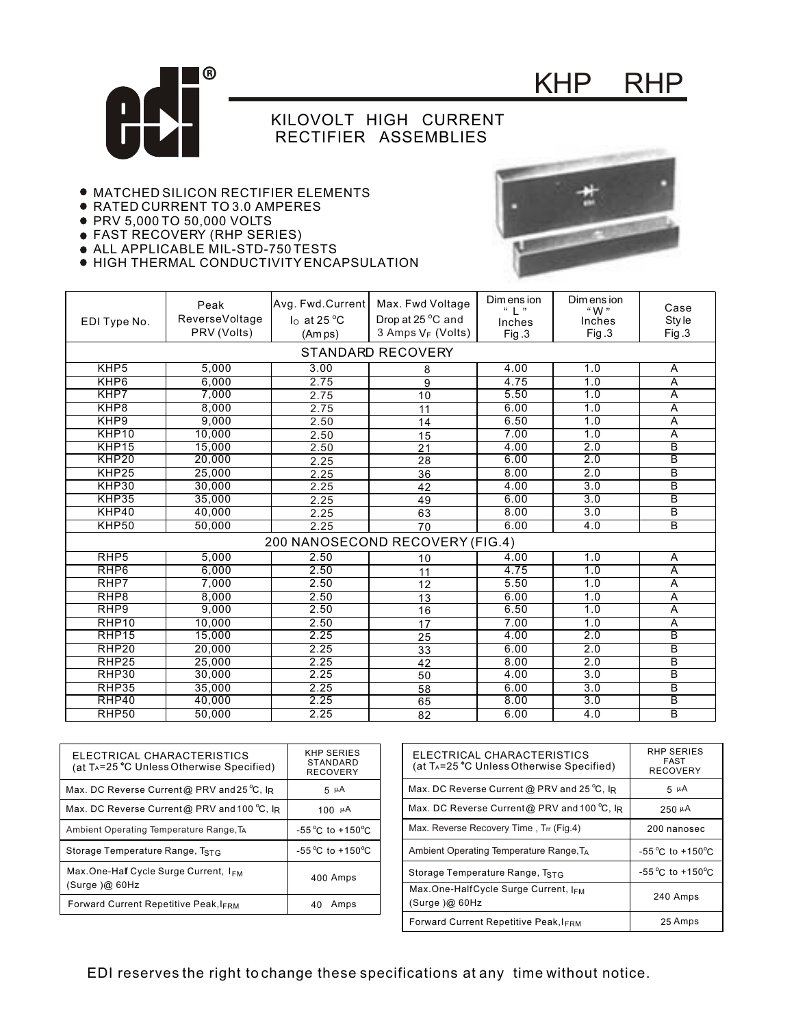# KHP RHP

## KILOVOLT HIGH CURRENT RECTIFIER ASSEMBLIES

- MATCHED SILICON RECTIFIER ELEMENTS
- RATED CURRENT TO 3.0 AMPERES
- PRV 5,000 TO 50,000 VOLTS
- FAST RECOVERY (RHP SERIES)
- ALL APPLICABLE MIL-STD-750 TESTS
- HIGH THERMAL CONDUCTIVITY ENCAPSULATION

| EDI Type No. | Peak ReverseVoltage PRV (Volts) | Avg. Fwd.Current $I_O$ at 25 °C (Amps) | Max. Fwd Voltage Drop at 25 °C and 3 Amps $V_F$ (Volts) | Dimension "L" Inches Fig.3 | Dimension "W" Inches Fig.3 | Case Style Fig.3 |
|---|---|---|---|---|---|---|
| STANDARD RECOVERY | | | | | | |
| KHP5 | 5,000 | 3.00 | 8 | 4.00 | 1.0 | A |
| KHP6 | 6,000 | 2.75 | 9 | 4.75 | 1.0 | A |
| KHP7 | 7,000 | 2.75 | 10 | 5.50 | 1.0 | A |
| KHP8 | 8,000 | 2.75 | 11 | 6.00 | 1.0 | A |
| KHP9 | 9,000 | 2.50 | 14 | 6.50 | 1.0 | A |
| KHP10 | 10,000 | 2.50 | 15 | 7.00 | 1.0 | A |
| KHP15 | 15,000 | 2.50 | 21 | 4.00 | 2.0 | B |
| KHP20 | 20,000 | 2.25 | 28 | 6.00 | 2.0 | B |
| KHP25 | 25,000 | 2.25 | 36 | 8.00 | 2.0 | B |
| KHP30 | 30,000 | 2.25 | 42 | 4.00 | 3.0 | B |
| KHP35 | 35,000 | 2.25 | 49 | 6.00 | 3.0 | B |
| KHP40 | 40,000 | 2.25 | 63 | 8.00 | 3.0 | B |
| KHP50 | 50,000 | 2.25 | 70 | 6.00 | 4.0 | B |
| 200 NANOSECOND RECOVERY (FIG.4) | | | | | | |
| RHP5 | 5,000 | 2.50 | 10 | 4.00 | 1.0 | A |
| RHP6 | 6,000 | 2.50 | 11 | 4.75 | 1.0 | A |
| RHP7 | 7,000 | 2.50 | 12 | 5.50 | 1.0 | A |
| RHP8 | 8,000 | 2.50 | 13 | 6.00 | 1.0 | A |
| RHP9 | 9,000 | 2.50 | 16 | 6.50 | 1.0 | A |
| RHP10 | 10,000 | 2.50 | 17 | 7.00 | 1.0 | A |
| RHP15 | 15,000 | 2.25 | 25 | 4.00 | 2.0 | B |
| RHP20 | 20,000 | 2.25 | 33 | 6.00 | 2.0 | B |
| RHP25 | 25,000 | 2.25 | 42 | 8.00 | 2.0 | B |
| RHP30 | 30,000 | 2.25 | 50 | 4.00 | 3.0 | B |
| RHP35 | 35,000 | 2.25 | 58 | 6.00 | 3.0 | B |
| RHP40 | 40,000 | 2.25 | 65 | 8.00 | 3.0 | B |
| RHP50 | 50,000 | 2.25 | 82 | 6.00 | 4.0 | B |

| ELECTRICAL CHARACTERISTICS (at $T_A$=25 °C Unless Otherwise Specified) | KHP SERIES STANDARD RECOVERY |
|---|---|
| Max. DC Reverse Current @ PRV and 25 °C, $I_R$ | 5 µA |
| Max. DC Reverse Current @ PRV and 100 °C, $I_R$ | 100 µA |
| Ambient Operating Temperature Range, $T_A$ | -55 °C to +150 °C |
| Storage Temperature Range, $T_{STG}$ | -55 °C to +150 °C |
| Max. One-Half Cycle Surge Current, $I_{FM}$ (Surge) @ 60Hz | 400 Amps |
| Forward Current Repetitive Peak, $I_{FRM}$ | 40 Amps |

| ELECTRICAL CHARACTERISTICS (at $T_A$=25 °C Unless Otherwise Specified) | RHP SERIES FAST RECOVERY |
|---|---|
| Max. DC Reverse Current @ PRV and 25 °C, $I_R$ | 5 µA |
| Max. DC Reverse Current @ PRV and 100 °C, $I_R$ | 250 µA |
| Max. Reverse Recovery Time, $T_{rr}$ (Fig.4) | 200 nanosec |
| Ambient Operating Temperature Range, $T_A$ | -55 °C to +150 °C |
| Storage Temperature Range, $T_{STG}$ | -55 °C to +150 °C |
| Max. One-HalfCycle Surge Current, $I_{FM}$ (Surge) @ 60Hz | 240 Amps |
| Forward Current Repetitive Peak, $I_{FRM}$ | 25 Amps |

EDI reserves the right to change these specifications at any time without notice.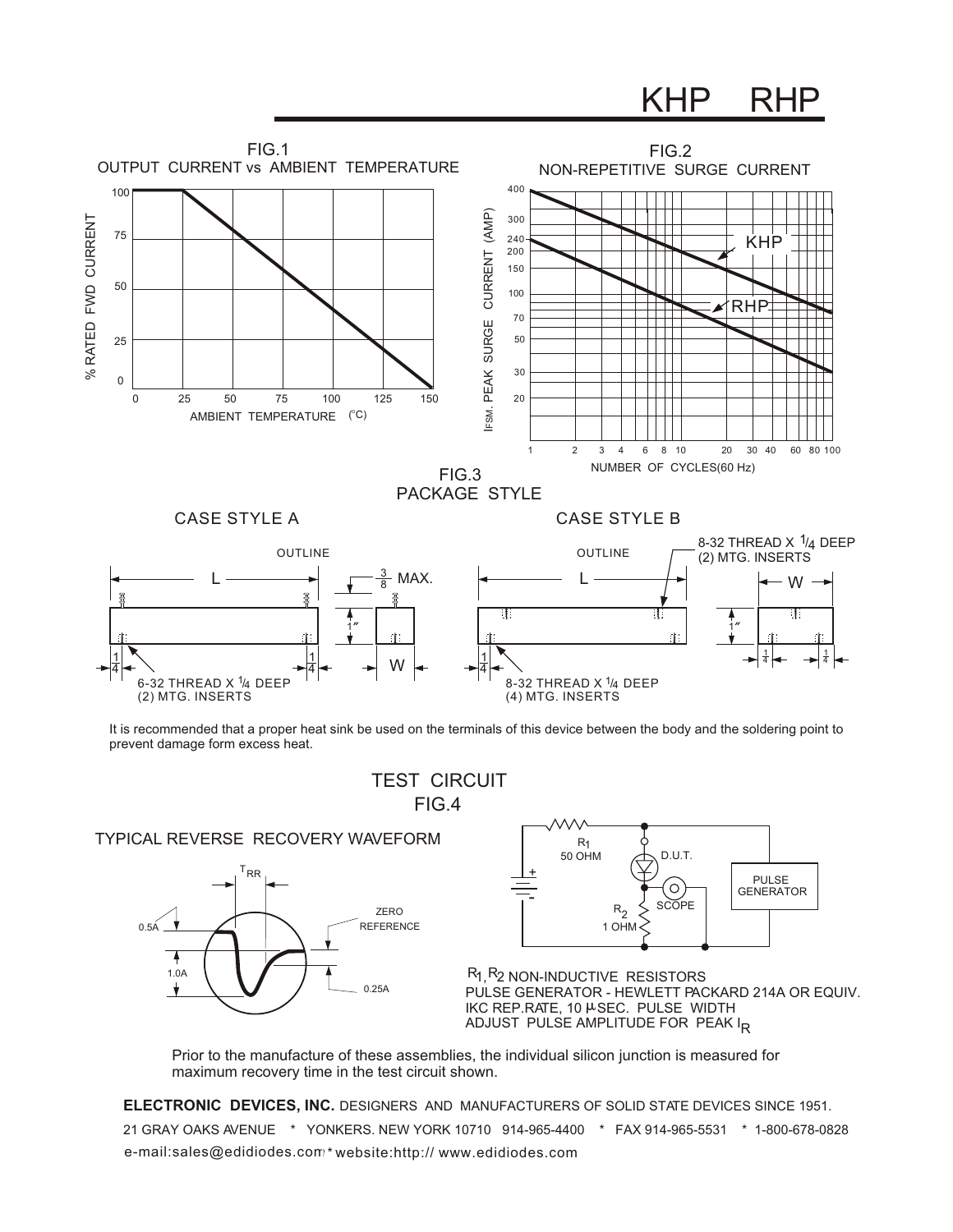# KHP RHP

FIG.1
OUTPUT CURRENT vs AMBIENT TEMPERATURE

% RATED FWD CURRENT
100
75
50
25
0
0 25 50 75 100 125 150
AMBIENT TEMPERATURE (°C)

FIG.2
NON-REPETITIVE SURGE CURRENT

$I_{FSM}$. PEAK SURGE CURRENT (AMP)
400
300
240
200
150
100
70
50
30
20
1 2 3 4 6 8 10 20 30 40 60 80 100
NUMBER OF CYCLES(60 Hz)
KHP
RHP

FIG.3
PACKAGE STYLE

CASE STYLE A

OUTLINE
L
3/8 MAX.
1"
W
1/4
1/4
6-32 THREAD X 1/4 DEEP
(2) MTG. INSERTS

CASE STYLE B

OUTLINE
L
8-32 THREAD X 1/4 DEEP
(2) MTG. INSERTS
W
1"
1/4
1/4
1/4
8-32 THREAD X 1/4 DEEP
(4) MTG. INSERTS

It is recommended that a proper heat sink be used on the terminals of this device between the body and the soldering point to prevent damage form excess heat.

TEST CIRCUIT
FIG.4

TYPICAL REVERSE RECOVERY WAVEFORM

$T_{RR}$
0.5A
1.0A
ZERO REFERENCE
0.25A

$R_1$
50 OHM
D.U.T.
+
-
$R_2$
1 OHM
SCOPE
PULSE GENERATOR

$R_1$, $R_2$ NON-INDUCTIVE RESISTORS
PULSE GENERATOR - HEWLETT PACKARD 214A OR EQUIV.
IKC REP.RATE, 10 μSEC. PULSE WIDTH
ADJUST PULSE AMPLITUDE FOR PEAK $I_R$

Prior to the manufacture of these assemblies, the individual silicon junction is measured for maximum recovery time in the test circuit shown.

**ELECTRONIC DEVICES, INC.** DESIGNERS AND MANUFACTURERS OF SOLID STATE DEVICES SINCE 1951.
21 GRAY OAKS AVENUE * YONKERS. NEW YORK 10710 914-965-4400 * FAX 914-965-5531 * 1-800-678-0828
e-mail:sales@edidiodes.com * website:http:// www.edidiodes.com